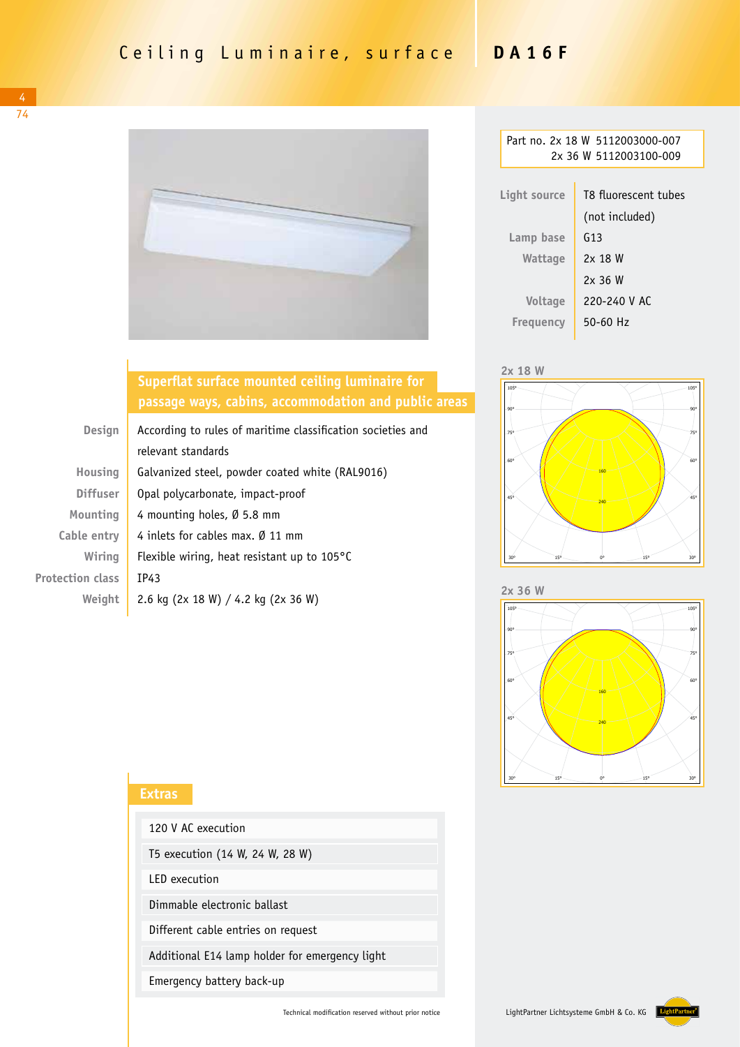# Ceiling Luminaire, surface **DA16F**

Part no. 2x 18 W 5112003000-007
2x 36 W 5112003100-009

| | |
|---|---|
| Light source | T8 fluorescent tubes (not included) |
| Lamp base | G13 |
| Wattage | 2x 18 W<br>2x 36 W |
| Voltage | 220-240 V AC |
| Frequency | 50-60 Hz |

## Superflat surface mounted ceiling luminaire for passage ways, cabins, accommodation and public areas

| | |
|---|---|
| Design | According to rules of maritime classification societies and relevant standards |
| Housing | Galvanized steel, powder coated white (RAL9016) |
| Diffuser | Opal polycarbonate, impact-proof |
| Mounting | 4 mounting holes, Ø 5.8 mm |
| Cable entry | 4 inlets for cables max. Ø 11 mm |
| Wiring | Flexible wiring, heat resistant up to 105°C |
| Protection class | IP43 |
| Weight | 2.6 kg (2x 18 W) / 4.2 kg (2x 36 W) |

2x 18 W

2x 36 W

## Extras

- 120 V AC execution
- T5 execution (14 W, 24 W, 28 W)
- LED execution
- Dimmable electronic ballast
- Different cable entries on request
- Additional E14 lamp holder for emergency light
- Emergency battery back-up

Technical modification reserved without prior notice

LightPartner Lichtsysteme GmbH & Co. KG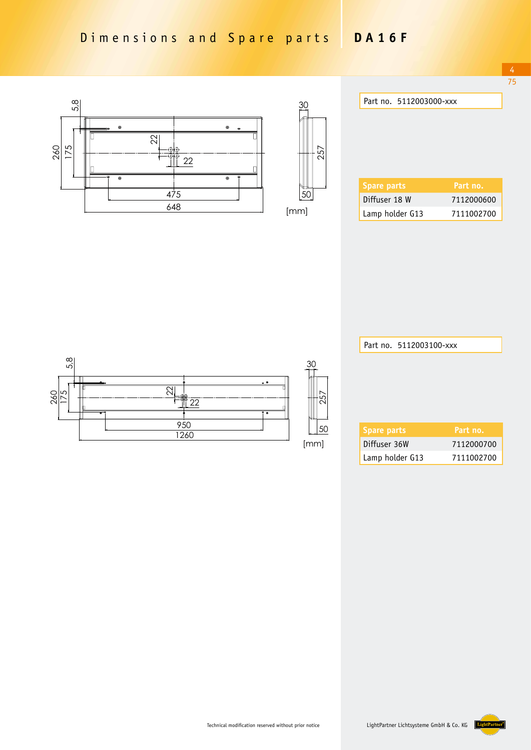# Dimensions and Spare parts DA16F

5,8
260
175
22
22
475
648
30
257
50
[mm]

Part no. 5112003000-xxx

| Spare parts | Part no. |
|---|---|
| Diffuser 18 W | 7112000600 |
| Lamp holder G13 | 7111002700 |

5,8
260
175
22
22
950
1260
30
257
50
[mm]

Part no. 5112003100-xxx

| Spare parts | Part no. |
|---|---|
| Diffuser 36W | 7112000700 |
| Lamp holder G13 | 7111002700 |

Technical modification reserved without prior notice

LightPartner Lichtsysteme GmbH & Co. KG